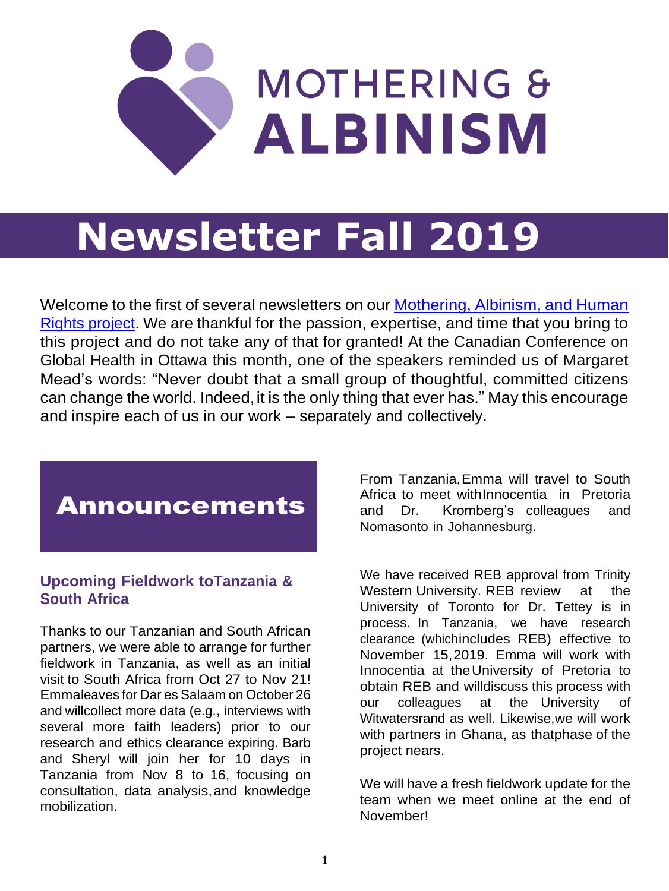# MOTHERING & ALBINISM

# Newsletter Fall 2019

Welcome to the first of several newsletters on our Mothering, Albinism, and Human Rights project. We are thankful for the passion, expertise, and time that you bring to this project and do not take any of that for granted! At the Canadian Conference on Global Health in Ottawa this month, one of the speakers reminded us of Margaret Mead's words: "Never doubt that a small group of thoughtful, committed citizens can change the world. Indeed, it is the only thing that ever has." May this encourage and inspire each of us in our work – separately and collectively.

## Announcements

### Upcoming Fieldwork to Tanzania & South Africa

Thanks to our Tanzanian and South African partners, we were able to arrange for further fieldwork in Tanzania, as well as an initial visit to South Africa from Oct 27 to Nov 21! Emma leaves for Dar es Salaam on October 26 and will collect more data (e.g., interviews with several more faith leaders) prior to our research and ethics clearance expiring. Barb and Sheryl will join her for 10 days in Tanzania from Nov 8 to 16, focusing on consultation, data analysis, and knowledge mobilization.

From Tanzania, Emma will travel to South Africa to meet with Innocentia in Pretoria and Dr. Kromberg's colleagues and Nomasonto in Johannesburg.

We have received REB approval from Trinity Western University. REB review at the University of Toronto for Dr. Tettey is in process. In Tanzania, we have research clearance (which includes REB) effective to November 15, 2019. Emma will work with Innocentia at the University of Pretoria to obtain REB and will discuss this process with our colleagues at the University of Witwatersrand as well. Likewise, we will work with partners in Ghana, as that phase of the project nears.

We will have a fresh fieldwork update for the team when we meet online at the end of November!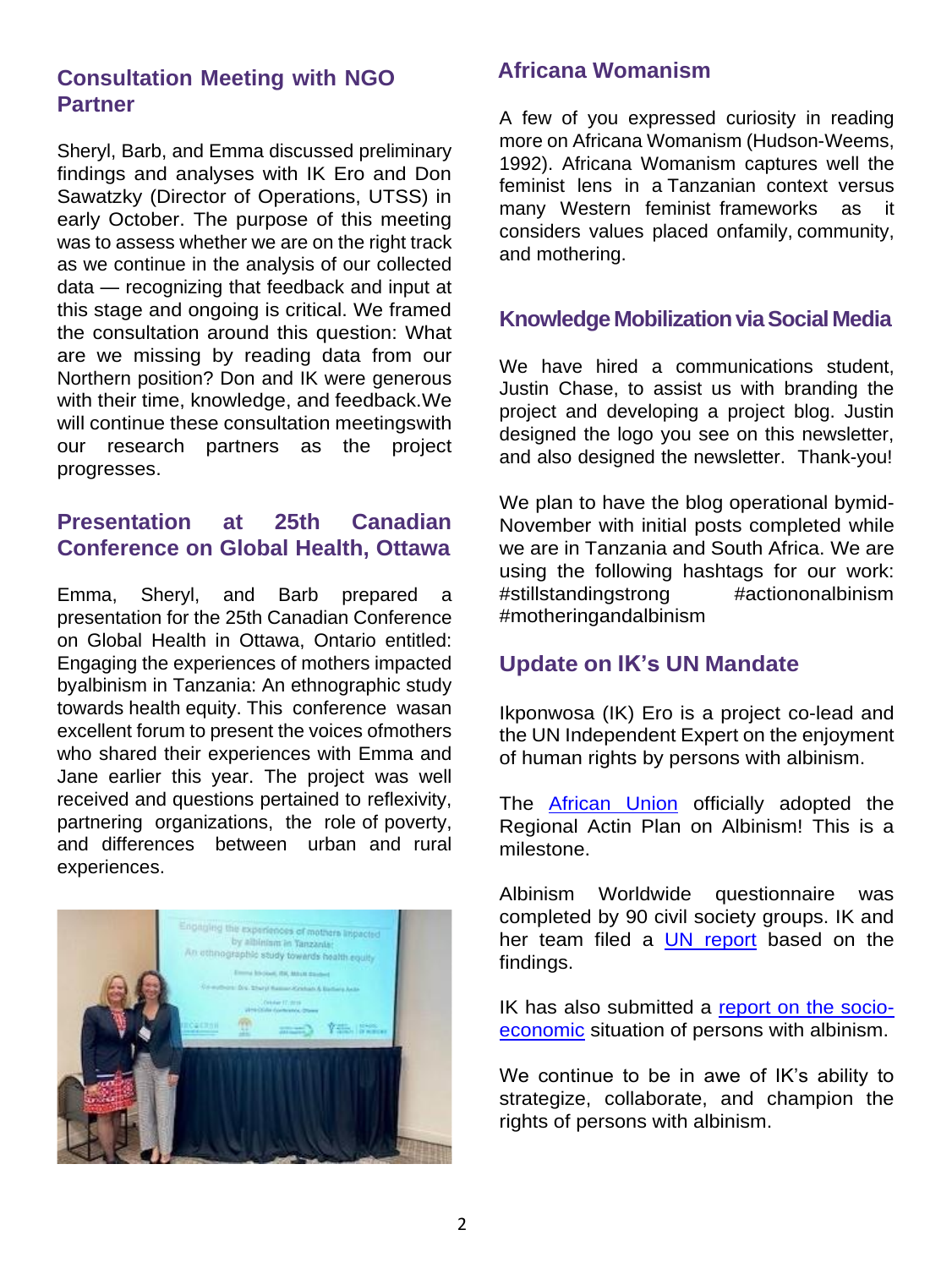## Consultation Meeting with NGO Partner

Sheryl, Barb, and Emma discussed preliminary findings and analyses with IK Ero and Don Sawatzky (Director of Operations, UTSS) in early October. The purpose of this meeting was to assess whether we are on the right track as we continue in the analysis of our collected data — recognizing that feedback and input at this stage and ongoing is critical. We framed the consultation around this question: What are we missing by reading data from our Northern position? Don and IK were generous with their time, knowledge, and feedback.We will continue these consultation meetingswith our research partners as the project progresses.

## Presentation at 25th Canadian Conference on Global Health, Ottawa

Emma, Sheryl, and Barb prepared a presentation for the 25th Canadian Conference on Global Health in Ottawa, Ontario entitled: Engaging the experiences of mothers impacted byalbinism in Tanzania: An ethnographic study towards health equity. This conference wasan excellent forum to present the voices ofmothers who shared their experiences with Emma and Jane earlier this year. The project was well received and questions pertained to reflexivity, partnering organizations, the role of poverty, and differences between urban and rural experiences.

## Africana Womanism

A few of you expressed curiosity in reading more on Africana Womanism (Hudson-Weems, 1992). Africana Womanism captures well the feminist lens in a Tanzanian context versus many Western feminist frameworks as it considers values placed onfamily, community, and mothering.

## Knowledge Mobilization via Social Media

We have hired a communications student, Justin Chase, to assist us with branding the project and developing a project blog. Justin designed the logo you see on this newsletter, and also designed the newsletter. Thank-you!

We plan to have the blog operational bymid-November with initial posts completed while we are in Tanzania and South Africa. We are using the following hashtags for our work: #stillstandingstrong #actiononalbinism #motheringandalbinism

## Update on IK's UN Mandate

Ikponwosa (IK) Ero is a project co-lead and the UN Independent Expert on the enjoyment of human rights by persons with albinism.

The African Union officially adopted the Regional Actin Plan on Albinism! This is a milestone.

Albinism Worldwide questionnaire was completed by 90 civil society groups. IK and her team filed a UN report based on the findings.

IK has also submitted a report on the socio-economic situation of persons with albinism.

We continue to be in awe of IK's ability to strategize, collaborate, and champion the rights of persons with albinism.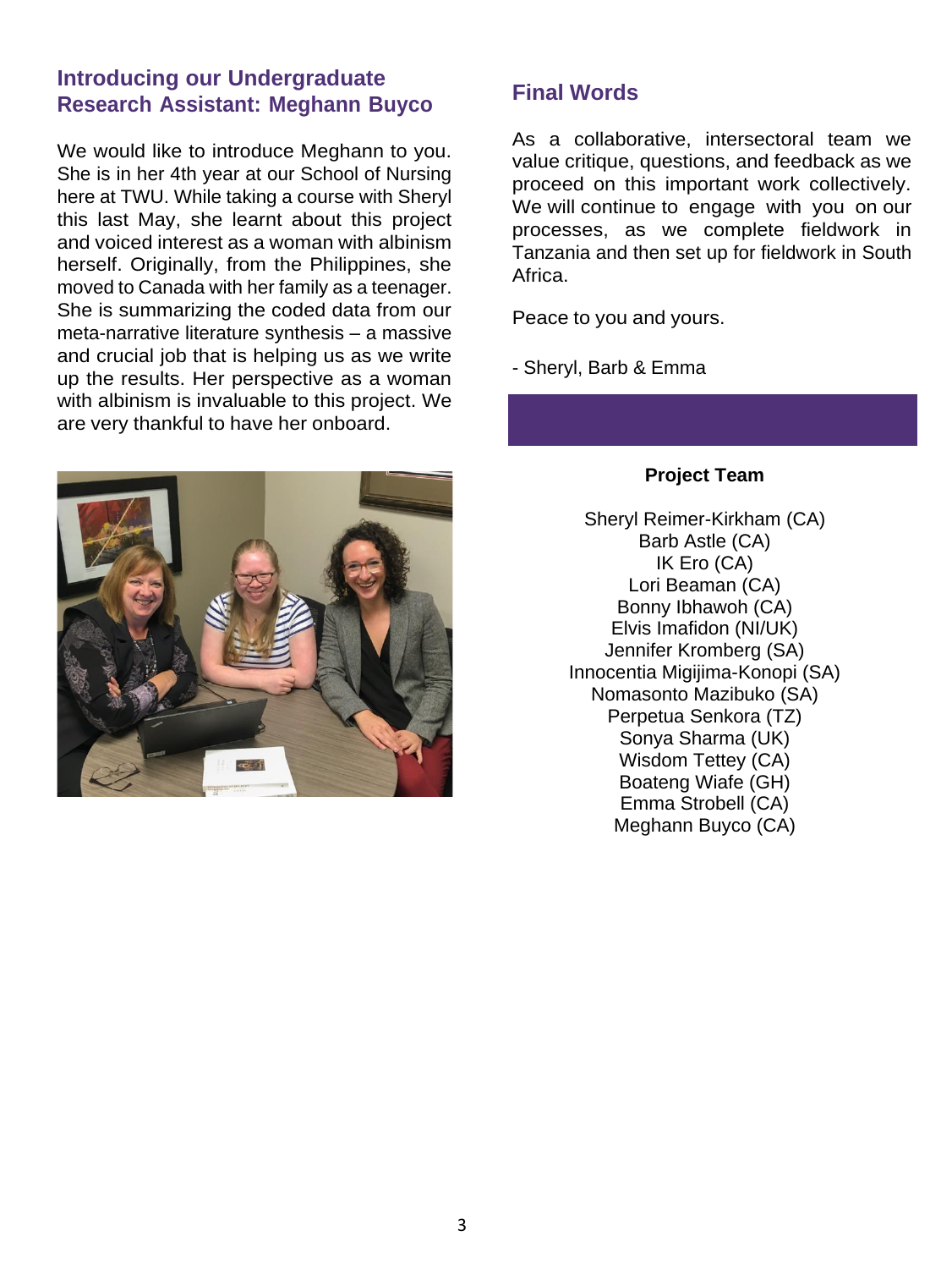## Introducing our Undergraduate Research Assistant: Meghann Buyco

We would like to introduce Meghann to you. She is in her 4th year at our School of Nursing here at TWU. While taking a course with Sheryl this last May, she learnt about this project and voiced interest as a woman with albinism herself. Originally, from the Philippines, she moved to Canada with her family as a teenager. She is summarizing the coded data from our meta-narrative literature synthesis – a massive and crucial job that is helping us as we write up the results. Her perspective as a woman with albinism is invaluable to this project. We are very thankful to have her onboard.

## Final Words

As a collaborative, intersectoral team we value critique, questions, and feedback as we proceed on this important work collectively. We will continue to engage with you on our processes, as we complete fieldwork in Tanzania and then set up for fieldwork in South Africa.

Peace to you and yours.

- Sheryl, Barb & Emma

**Project Team**

Sheryl Reimer-Kirkham (CA)
Barb Astle (CA)
IK Ero (CA)
Lori Beaman (CA)
Bonny Ibhawoh (CA)
Elvis Imafidon (NI/UK)
Jennifer Kromberg (SA)
Innocentia Migijima-Konopi (SA)
Nomasonto Mazibuko (SA)
Perpetua Senkora (TZ)
Sonya Sharma (UK)
Wisdom Tettey (CA)
Boateng Wiafe (GH)
Emma Strobell (CA)
Meghann Buyco (CA)